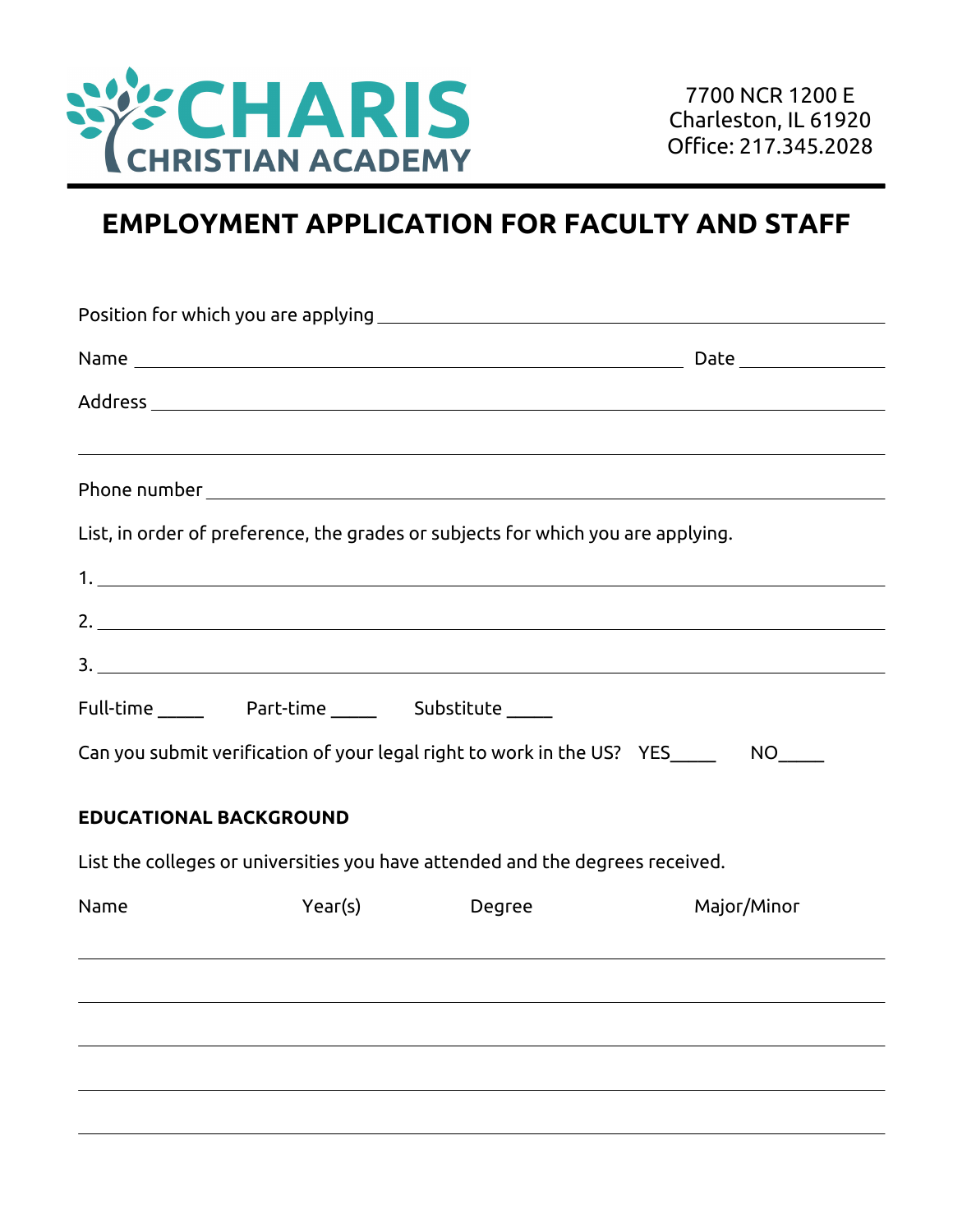# CHARIS CHRISTIAN ACADEMY

7700 NCR 1200 E
Charleston, IL 61920
Office: 217.345.2028

## EMPLOYMENT APPLICATION FOR FACULTY AND STAFF

Position for which you are applying ______________________________________________

Name ______________________________________________ Date _______________

Address ______________________________________________

______________________________________________

Phone number ______________________________________________

List, in order of preference, the grades or subjects for which you are applying.

1. ______________________________________________

2. ______________________________________________

3. ______________________________________________

Full-time _____ Part-time _____ Substitute _____

Can you submit verification of your legal right to work in the US? YES_____ NO_____

### EDUCATIONAL BACKGROUND

List the colleges or universities you have attended and the degrees received.

| Name | Year(s) | Degree | Major/Minor |
|---|---|---|---|
| | | | |
| | | | |
| | | | |
| | | | |
| | | | |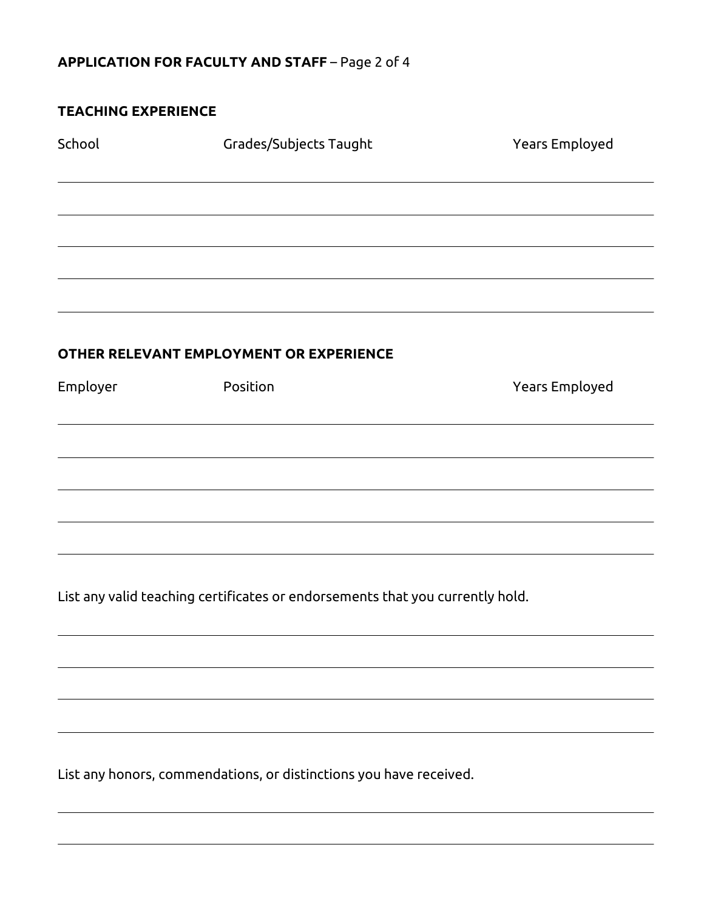**APPLICATION FOR FACULTY AND STAFF** – Page 2 of 4

## TEACHING EXPERIENCE

| School | Grades/Subjects Taught | Years Employed |
| --- | --- | --- |
| | | |
| | | |
| | | |
| | | |
| | | |

## OTHER RELEVANT EMPLOYMENT OR EXPERIENCE

| Employer | Position | Years Employed |
| --- | --- | --- |
| | | |
| | | |
| | | |
| | | |
| | | |

List any valid teaching certificates or endorsements that you currently hold.

List any honors, commendations, or distinctions you have received.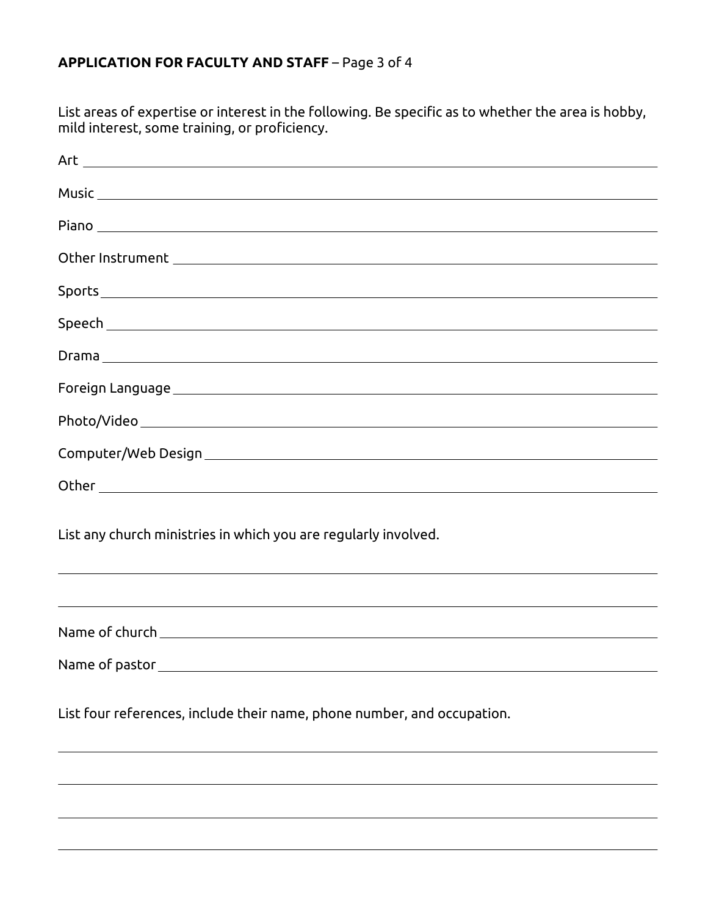**APPLICATION FOR FACULTY AND STAFF** – Page 3 of 4

List areas of expertise or interest in the following. Be specific as to whether the area is hobby, mild interest, some training, or proficiency.

Art ______________________________________________

Music ______________________________________________

Piano ______________________________________________

Other Instrument ______________________________________________

Sports ______________________________________________

Speech ______________________________________________

Drama ______________________________________________

Foreign Language ______________________________________________

Photo/Video ______________________________________________

Computer/Web Design ______________________________________________

Other ______________________________________________

List any church ministries in which you are regularly involved.

______________________________________________

______________________________________________

Name of church ______________________________________________

Name of pastor ______________________________________________

List four references, include their name, phone number, and occupation.

______________________________________________

______________________________________________

______________________________________________

______________________________________________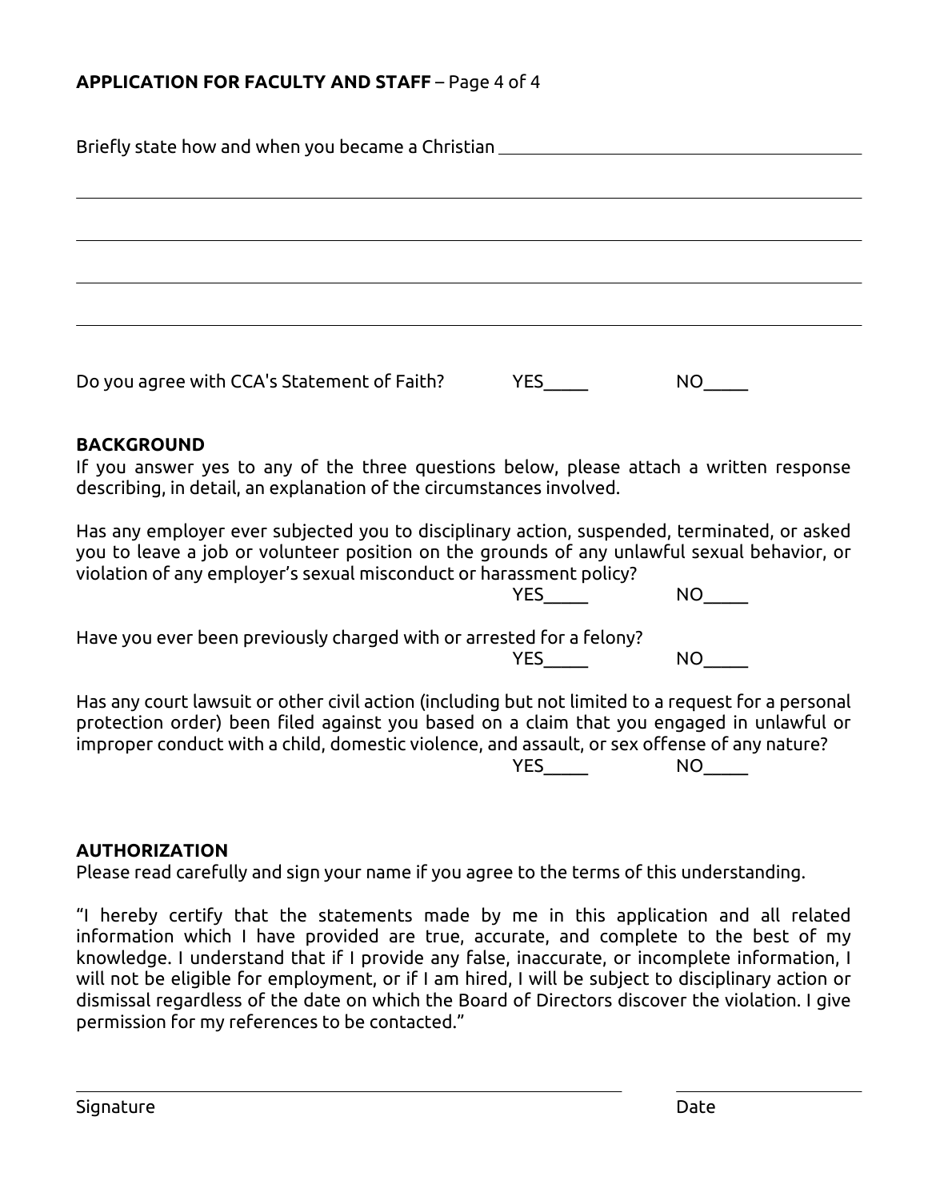**APPLICATION FOR FACULTY AND STAFF** – Page 4 of 4

Briefly state how and when you became a Christian ________________________________________

______________________________________________________________________________

______________________________________________________________________________

______________________________________________________________________________

______________________________________________________________________________

Do you agree with CCA's Statement of Faith? YES_____ NO_____

## BACKGROUND

If you answer yes to any of the three questions below, please attach a written response describing, in detail, an explanation of the circumstances involved.

Has any employer ever subjected you to disciplinary action, suspended, terminated, or asked you to leave a job or volunteer position on the grounds of any unlawful sexual behavior, or violation of any employer's sexual misconduct or harassment policy?

YES_____ NO_____

Have you ever been previously charged with or arrested for a felony?

YES_____ NO_____

Has any court lawsuit or other civil action (including but not limited to a request for a personal protection order) been filed against you based on a claim that you engaged in unlawful or improper conduct with a child, domestic violence, and assault, or sex offense of any nature?

YES_____ NO_____

## AUTHORIZATION

Please read carefully and sign your name if you agree to the terms of this understanding.

"I hereby certify that the statements made by me in this application and all related information which I have provided are true, accurate, and complete to the best of my knowledge. I understand that if I provide any false, inaccurate, or incomplete information, I will not be eligible for employment, or if I am hired, I will be subject to disciplinary action or dismissal regardless of the date on which the Board of Directors discover the violation. I give permission for my references to be contacted."

______________________________________________ ____________________

Signature Date